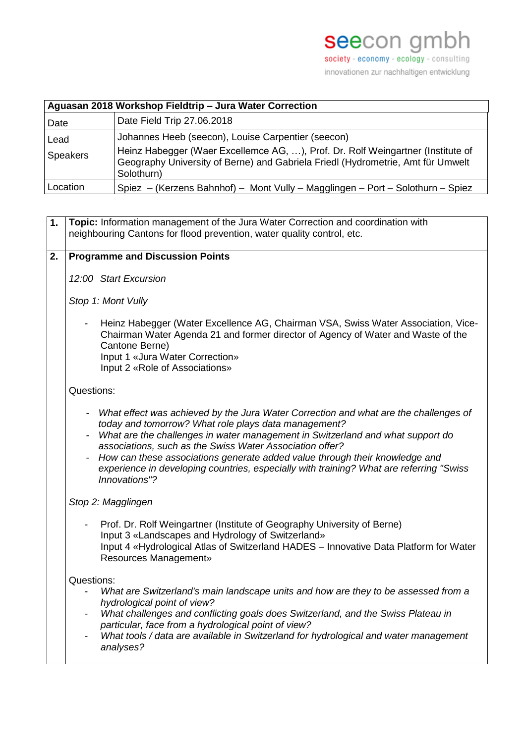seecon gmbh
society - economy - ecology - consulting
innovationen zur nachhaltigen entwicklung

| Aguasan 2018 Workshop Fieldtrip – Jura Water Correction | |
|---|---|
| Date | Date Field Trip 27.06.2018 |
| Lead | Johannes Heeb (seecon), Louise Carpentier (seecon) |
| Speakers | Heinz Habegger (Waer Excellemce AG, …), Prof. Dr. Rolf Weingartner (Institute of Geography University of Berne) and Gabriela Friedl (Hydrometrie, Amt für Umwelt Solothurn) |
| Location | Spiez – (Kerzens Bahnhof) – Mont Vully – Magglingen – Port – Solothurn – Spiez |

**1. Topic:** Information management of the Jura Water Correction and coordination with neighbouring Cantons for flood prevention, water quality control, etc.

**2. Programme and Discussion Points**

*12:00 Start Excursion*

*Stop 1: Mont Vully*

- Heinz Habegger (Water Excellence AG, Chairman VSA, Swiss Water Association, Vice-Chairman Water Agenda 21 and former director of Agency of Water and Waste of the Cantone Berne)
  Input 1 «Jura Water Correction»
  Input 2 «Role of Associations»

Questions:

- *What effect was achieved by the Jura Water Correction and what are the challenges of today and tomorrow? What role plays data management?*
- *What are the challenges in water management in Switzerland and what support do associations, such as the Swiss Water Association offer?*
- *How can these associations generate added value through their knowledge and experience in developing countries, especially with training? What are referring "Swiss Innovations"?*

*Stop 2: Magglingen*

- Prof. Dr. Rolf Weingartner (Institute of Geography University of Berne)
  Input 3 «Landscapes and Hydrology of Switzerland»
  Input 4 «Hydrological Atlas of Switzerland HADES – Innovative Data Platform for Water Resources Management»

Questions:

- *What are Switzerland's main landscape units and how are they to be assessed from a hydrological point of view?*
- *What challenges and conflicting goals does Switzerland, and the Swiss Plateau in particular, face from a hydrological point of view?*
- *What tools / data are available in Switzerland for hydrological and water management analyses?*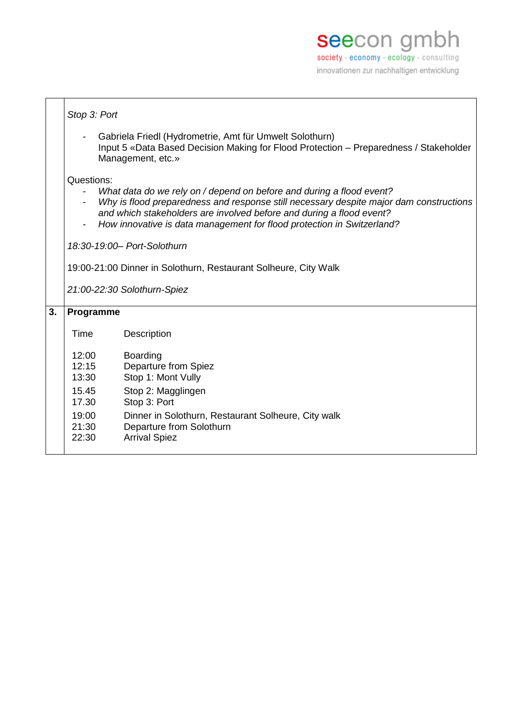*Stop 3: Port*

- Gabriela Friedl (Hydrometrie, Amt für Umwelt Solothurn)
  Input 5 «Data Based Decision Making for Flood Protection – Preparedness / Stakeholder Management, etc.»

Questions:

- *What data do we rely on / depend on before and during a flood event?*
- *Why is flood preparedness and response still necessary despite major dam constructions and which stakeholders are involved before and during a flood event?*
- *How innovative is data management for flood protection in Switzerland?*

*18:30-19:00– Port-Solothurn*

19:00-21:00 Dinner in Solothurn, Restaurant Solheure, City Walk

*21:00-22:30 Solothurn-Spiez*

## 3. Programme

| Time | Description |
|---|---|
| 12:00 | Boarding |
| 12:15 | Departure from Spiez |
| 13:30 | Stop 1: Mont Vully |
| 15.45 | Stop 2: Magglingen |
| 17.30 | Stop 3: Port |
| 19:00 | Dinner in Solothurn, Restaurant Solheure, City walk |
| 21:30 | Departure from Solothurn |
| 22:30 | Arrival Spiez |